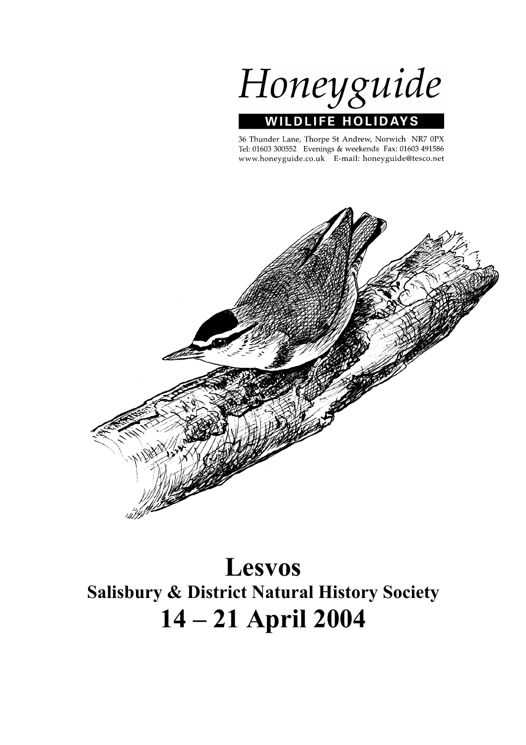# Honeyguide

**WILDLIFE HOLIDAYS**

36 Thunder Lane, Thorpe St Andrew, Norwich NR7 0PX
Tel: 01603 300552 Evenings & weekends Fax: 01603 491586
www.honeyguide.co.uk E-mail: honeyguide@tesco.net

# Lesvos

## Salisbury & District Natural History Society

# 14 – 21 April 2004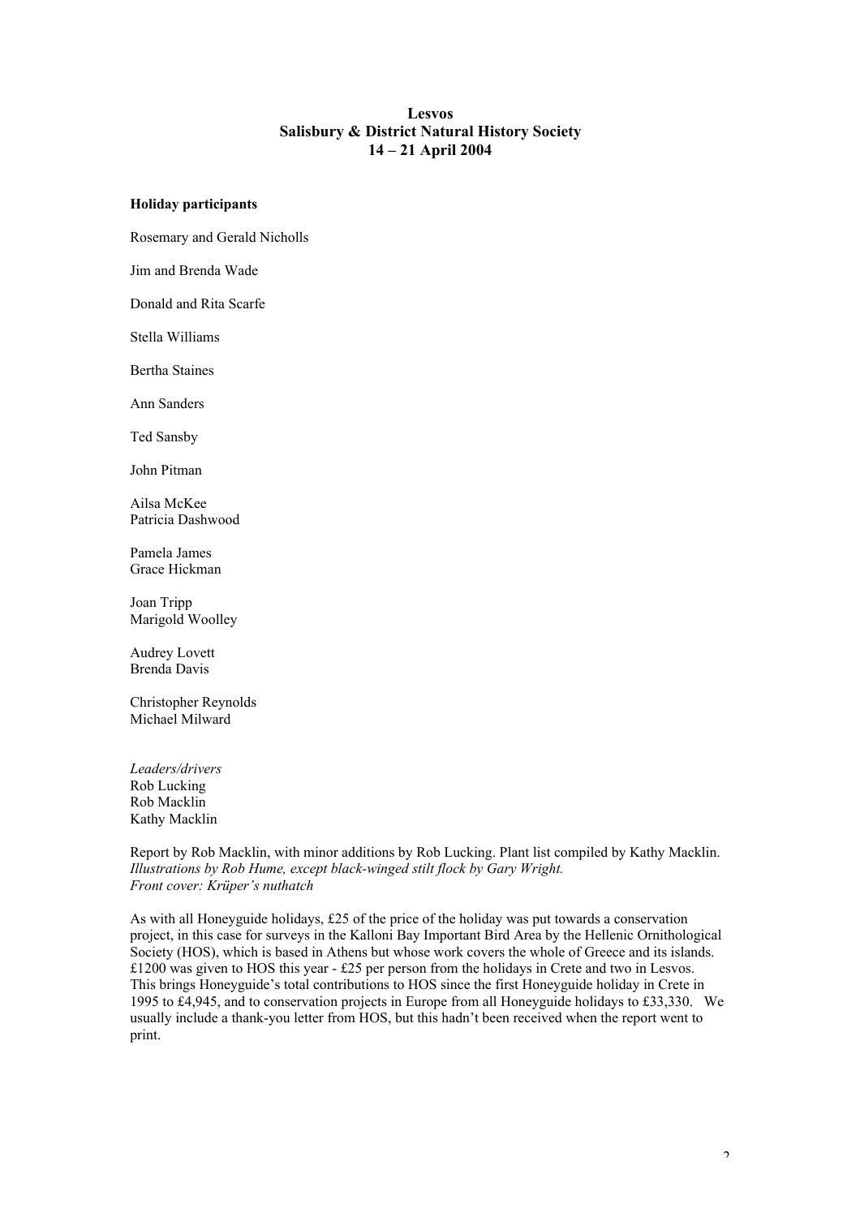**Lesvos**
**Salisbury & District Natural History Society**
**14 – 21 April 2004**

**Holiday participants**

Rosemary and Gerald Nicholls

Jim and Brenda Wade

Donald and Rita Scarfe

Stella Williams

Bertha Staines

Ann Sanders

Ted Sansby

John Pitman

Ailsa McKee
Patricia Dashwood

Pamela James
Grace Hickman

Joan Tripp
Marigold Woolley

Audrey Lovett
Brenda Davis

Christopher Reynolds
Michael Milward

*Leaders/drivers*
Rob Lucking
Rob Macklin
Kathy Macklin

Report by Rob Macklin, with minor additions by Rob Lucking. Plant list compiled by Kathy Macklin.
*Illustrations by Rob Hume, except black-winged stilt flock by Gary Wright.*
*Front cover: Krüper's nuthatch*

As with all Honeyguide holidays, £25 of the price of the holiday was put towards a conservation project, in this case for surveys in the Kalloni Bay Important Bird Area by the Hellenic Ornithological Society (HOS), which is based in Athens but whose work covers the whole of Greece and its islands. £1200 was given to HOS this year - £25 per person from the holidays in Crete and two in Lesvos. This brings Honeyguide's total contributions to HOS since the first Honeyguide holiday in Crete in 1995 to £4,945, and to conservation projects in Europe from all Honeyguide holidays to £33,330. We usually include a thank-you letter from HOS, but this hadn't been received when the report went to print.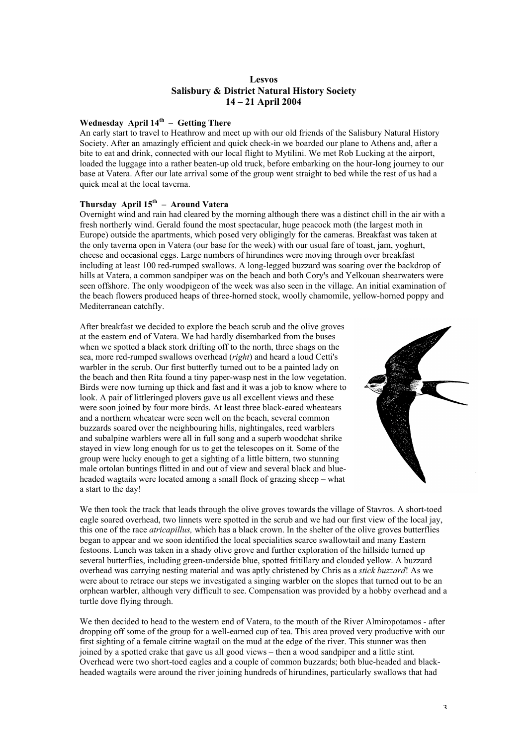# Lesvos
## Salisbury & District Natural History Society
## 14 – 21 April 2004

### Wednesday April 14th – Getting There

An early start to travel to Heathrow and meet up with our old friends of the Salisbury Natural History Society. After an amazingly efficient and quick check-in we boarded our plane to Athens and, after a bite to eat and drink, connected with our local flight to Mytilini. We met Rob Lucking at the airport, loaded the luggage into a rather beaten-up old truck, before embarking on the hour-long journey to our base at Vatera. After our late arrival some of the group went straight to bed while the rest of us had a quick meal at the local taverna.

### Thursday April 15th – Around Vatera

Overnight wind and rain had cleared by the morning although there was a distinct chill in the air with a fresh northerly wind. Gerald found the most spectacular, huge peacock moth (the largest moth in Europe) outside the apartments, which posed very obligingly for the cameras. Breakfast was taken at the only taverna open in Vatera (our base for the week) with our usual fare of toast, jam, yoghurt, cheese and occasional eggs. Large numbers of hirundines were moving through over breakfast including at least 100 red-rumped swallows. A long-legged buzzard was soaring over the backdrop of hills at Vatera, a common sandpiper was on the beach and both Cory's and Yelkouan shearwaters were seen offshore. The only woodpigeon of the week was also seen in the village. An initial examination of the beach flowers produced heaps of three-horned stock, woolly chamomile, yellow-horned poppy and Mediterranean catchfly.

After breakfast we decided to explore the beach scrub and the olive groves at the eastern end of Vatera. We had hardly disembarked from the buses when we spotted a black stork drifting off to the north, three shags on the sea, more red-rumped swallows overhead (*right*) and heard a loud Cetti's warbler in the scrub. Our first butterfly turned out to be a painted lady on the beach and then Rita found a tiny paper-wasp nest in the low vegetation. Birds were now turning up thick and fast and it was a job to know where to look. A pair of littleringed plovers gave us all excellent views and these were soon joined by four more birds. At least three black-eared wheatears and a northern wheatear were seen well on the beach, several common buzzards soared over the neighbouring hills, nightingales, reed warblers and subalpine warblers were all in full song and a superb woodchat shrike stayed in view long enough for us to get the telescopes on it. Some of the group were lucky enough to get a sighting of a little bittern, two stunning male ortolan buntings flitted in and out of view and several black and blue-headed wagtails were located among a small flock of grazing sheep – what a start to the day!

We then took the track that leads through the olive groves towards the village of Stavros. A short-toed eagle soared overhead, two linnets were spotted in the scrub and we had our first view of the local jay, this one of the race *atricapillus,* which has a black crown. In the shelter of the olive groves butterflies began to appear and we soon identified the local specialities scarce swallowtail and many Eastern festoons. Lunch was taken in a shady olive grove and further exploration of the hillside turned up several butterflies, including green-underside blue, spotted fritillary and clouded yellow. A buzzard overhead was carrying nesting material and was aptly christened by Chris as a *stick buzzard*! As we were about to retrace our steps we investigated a singing warbler on the slopes that turned out to be an orphean warbler, although very difficult to see. Compensation was provided by a hobby overhead and a turtle dove flying through.

We then decided to head to the western end of Vatera, to the mouth of the River Almiropotamos - after dropping off some of the group for a well-earned cup of tea. This area proved very productive with our first sighting of a female citrine wagtail on the mud at the edge of the river. This stunner was then joined by a spotted crake that gave us all good views – then a wood sandpiper and a little stint. Overhead were two short-toed eagles and a couple of common buzzards; both blue-headed and black-headed wagtails were around the river joining hundreds of hirundines, particularly swallows that had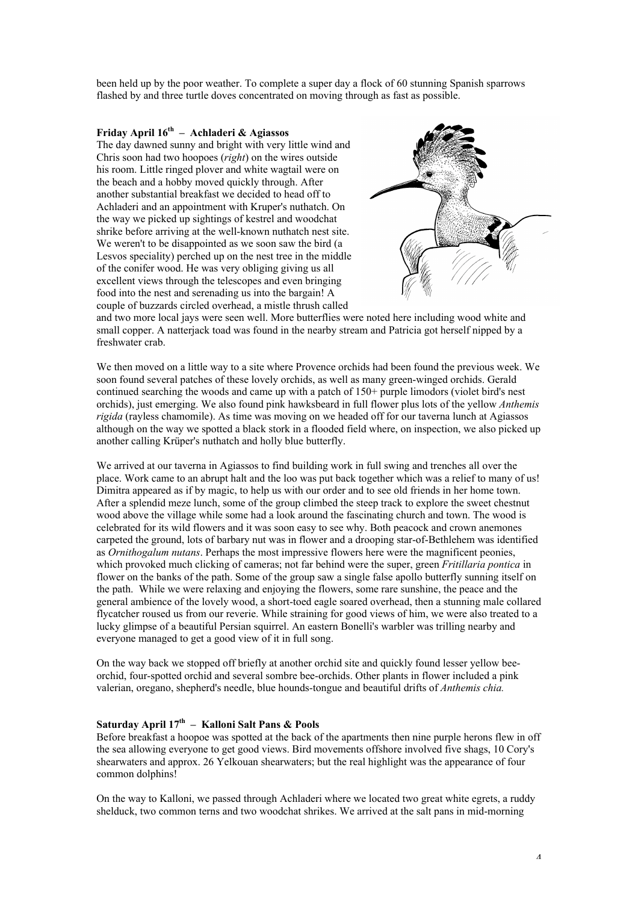been held up by the poor weather. To complete a super day a flock of 60 stunning Spanish sparrows flashed by and three turtle doves concentrated on moving through as fast as possible.

**Friday April 16th – Achladeri & Agiassos**

The day dawned sunny and bright with very little wind and Chris soon had two hoopoes (*right*) on the wires outside his room. Little ringed plover and white wagtail were on the beach and a hobby moved quickly through. After another substantial breakfast we decided to head off to Achladeri and an appointment with Kruper's nuthatch. On the way we picked up sightings of kestrel and woodchat shrike before arriving at the well-known nuthatch nest site. We weren't to be disappointed as we soon saw the bird (a Lesvos speciality) perched up on the nest tree in the middle of the conifer wood. He was very obliging giving us all excellent views through the telescopes and even bringing food into the nest and serenading us into the bargain! A couple of buzzards circled overhead, a mistle thrush called and two more local jays were seen well. More butterflies were noted here including wood white and small copper. A natterjack toad was found in the nearby stream and Patricia got herself nipped by a freshwater crab.

We then moved on a little way to a site where Provence orchids had been found the previous week. We soon found several patches of these lovely orchids, as well as many green-winged orchids. Gerald continued searching the woods and came up with a patch of 150+ purple limodors (violet bird's nest orchids), just emerging. We also found pink hawksbeard in full flower plus lots of the yellow *Anthemis rigida* (rayless chamomile). As time was moving on we headed off for our taverna lunch at Agiassos although on the way we spotted a black stork in a flooded field where, on inspection, we also picked up another calling Krüper's nuthatch and holly blue butterfly.

We arrived at our taverna in Agiassos to find building work in full swing and trenches all over the place. Work came to an abrupt halt and the loo was put back together which was a relief to many of us! Dimitra appeared as if by magic, to help us with our order and to see old friends in her home town. After a splendid meze lunch, some of the group climbed the steep track to explore the sweet chestnut wood above the village while some had a look around the fascinating church and town. The wood is celebrated for its wild flowers and it was soon easy to see why. Both peacock and crown anemones carpeted the ground, lots of barbary nut was in flower and a drooping star-of-Bethlehem was identified as *Ornithogalum nutans*. Perhaps the most impressive flowers here were the magnificent peonies, which provoked much clicking of cameras; not far behind were the super, green *Fritillaria pontica* in flower on the banks of the path. Some of the group saw a single false apollo butterfly sunning itself on the path. While we were relaxing and enjoying the flowers, some rare sunshine, the peace and the general ambience of the lovely wood, a short-toed eagle soared overhead, then a stunning male collared flycatcher roused us from our reverie. While straining for good views of him, we were also treated to a lucky glimpse of a beautiful Persian squirrel. An eastern Bonelli's warbler was trilling nearby and everyone managed to get a good view of it in full song.

On the way back we stopped off briefly at another orchid site and quickly found lesser yellow bee-orchid, four-spotted orchid and several sombre bee-orchids. Other plants in flower included a pink valerian, oregano, shepherd's needle, blue hounds-tongue and beautiful drifts of *Anthemis chia.*

**Saturday April 17th – Kalloni Salt Pans & Pools**

Before breakfast a hoopoe was spotted at the back of the apartments then nine purple herons flew in off the sea allowing everyone to get good views. Bird movements offshore involved five shags, 10 Cory's shearwaters and approx. 26 Yelkouan shearwaters; but the real highlight was the appearance of four common dolphins!

On the way to Kalloni, we passed through Achladeri where we located two great white egrets, a ruddy shelduck, two common terns and two woodchat shrikes. We arrived at the salt pans in mid-morning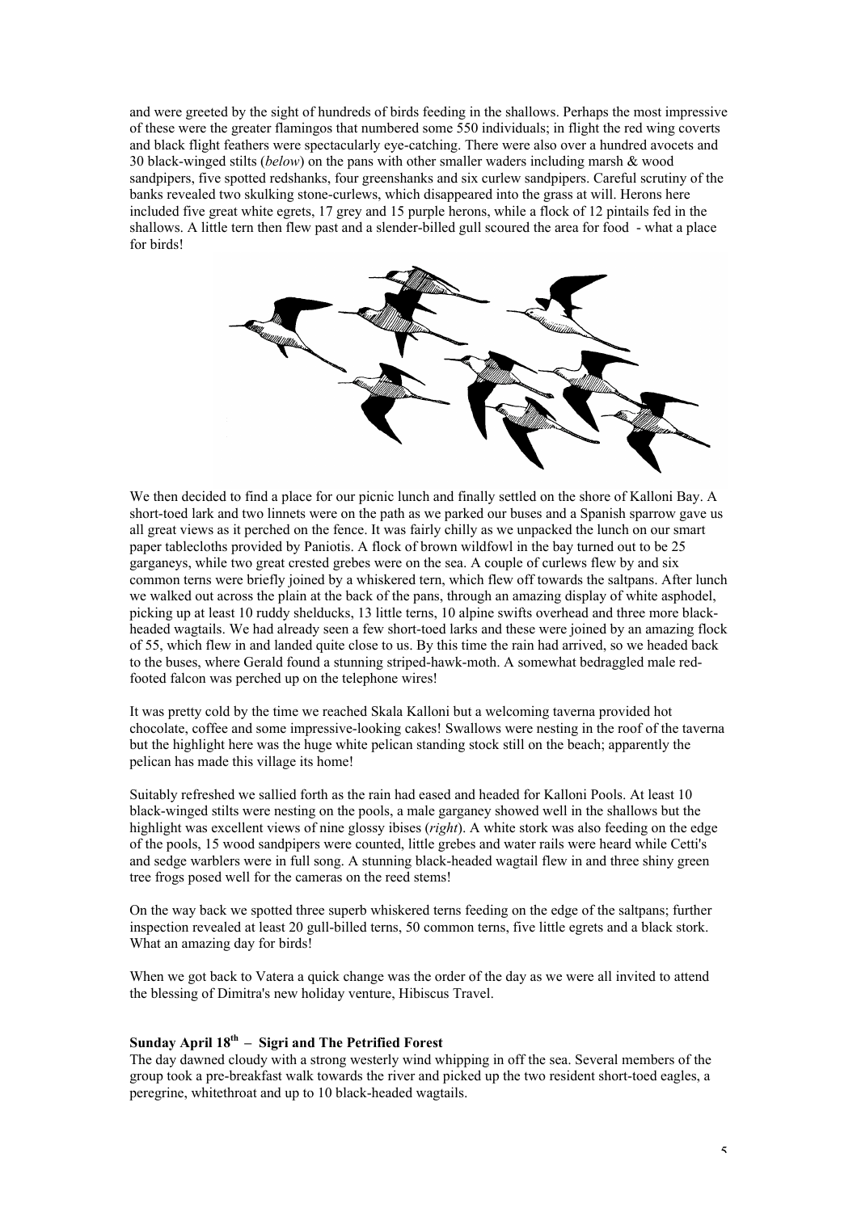and were greeted by the sight of hundreds of birds feeding in the shallows. Perhaps the most impressive of these were the greater flamingos that numbered some 550 individuals; in flight the red wing coverts and black flight feathers were spectacularly eye-catching. There were also over a hundred avocets and 30 black-winged stilts (*below*) on the pans with other smaller waders including marsh & wood sandpipers, five spotted redshanks, four greenshanks and six curlew sandpipers. Careful scrutiny of the banks revealed two skulking stone-curlews, which disappeared into the grass at will. Herons here included five great white egrets, 17 grey and 15 purple herons, while a flock of 12 pintails fed in the shallows. A little tern then flew past and a slender-billed gull scoured the area for food - what a place for birds!

We then decided to find a place for our picnic lunch and finally settled on the shore of Kalloni Bay. A short-toed lark and two linnets were on the path as we parked our buses and a Spanish sparrow gave us all great views as it perched on the fence. It was fairly chilly as we unpacked the lunch on our smart paper tablecloths provided by Paniotis. A flock of brown wildfowl in the bay turned out to be 25 garganeys, while two great crested grebes were on the sea. A couple of curlews flew by and six common terns were briefly joined by a whiskered tern, which flew off towards the saltpans. After lunch we walked out across the plain at the back of the pans, through an amazing display of white asphodel, picking up at least 10 ruddy shelducks, 13 little terns, 10 alpine swifts overhead and three more black-headed wagtails. We had already seen a few short-toed larks and these were joined by an amazing flock of 55, which flew in and landed quite close to us. By this time the rain had arrived, so we headed back to the buses, where Gerald found a stunning striped-hawk-moth. A somewhat bedraggled male red-footed falcon was perched up on the telephone wires!

It was pretty cold by the time we reached Skala Kalloni but a welcoming taverna provided hot chocolate, coffee and some impressive-looking cakes! Swallows were nesting in the roof of the taverna but the highlight here was the huge white pelican standing stock still on the beach; apparently the pelican has made this village its home!

Suitably refreshed we sallied forth as the rain had eased and headed for Kalloni Pools. At least 10 black-winged stilts were nesting on the pools, a male garganey showed well in the shallows but the highlight was excellent views of nine glossy ibises (*right*). A white stork was also feeding on the edge of the pools, 15 wood sandpipers were counted, little grebes and water rails were heard while Cetti's and sedge warblers were in full song. A stunning black-headed wagtail flew in and three shiny green tree frogs posed well for the cameras on the reed stems!

On the way back we spotted three superb whiskered terns feeding on the edge of the saltpans; further inspection revealed at least 20 gull-billed terns, 50 common terns, five little egrets and a black stork. What an amazing day for birds!

When we got back to Vatera a quick change was the order of the day as we were all invited to attend the blessing of Dimitra's new holiday venture, Hibiscus Travel.

**Sunday April 18th – Sigri and The Petrified Forest**

The day dawned cloudy with a strong westerly wind whipping in off the sea. Several members of the group took a pre-breakfast walk towards the river and picked up the two resident short-toed eagles, a peregrine, whitethroat and up to 10 black-headed wagtails.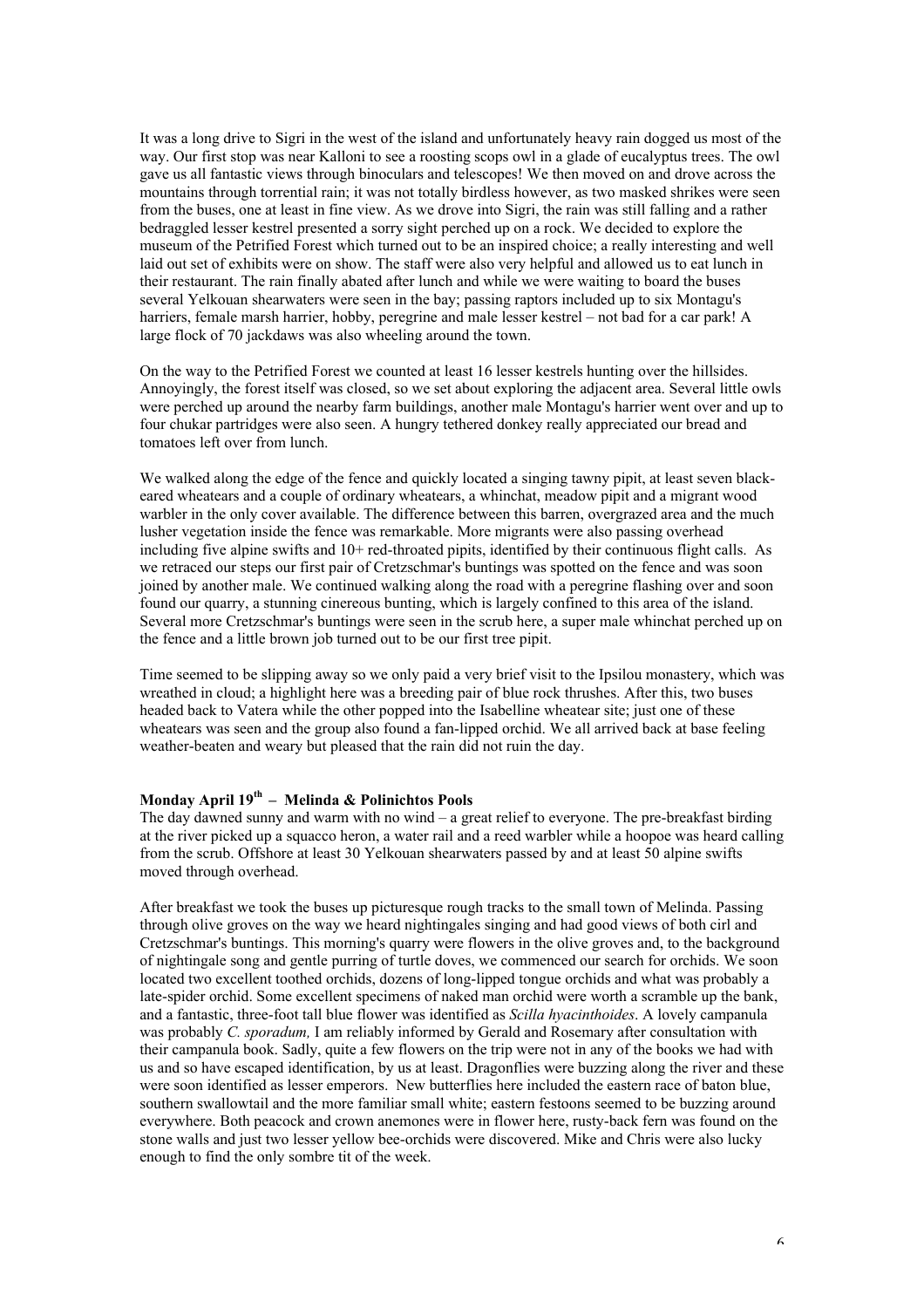It was a long drive to Sigri in the west of the island and unfortunately heavy rain dogged us most of the way. Our first stop was near Kalloni to see a roosting scops owl in a glade of eucalyptus trees. The owl gave us all fantastic views through binoculars and telescopes! We then moved on and drove across the mountains through torrential rain; it was not totally birdless however, as two masked shrikes were seen from the buses, one at least in fine view. As we drove into Sigri, the rain was still falling and a rather bedraggled lesser kestrel presented a sorry sight perched up on a rock. We decided to explore the museum of the Petrified Forest which turned out to be an inspired choice; a really interesting and well laid out set of exhibits were on show. The staff were also very helpful and allowed us to eat lunch in their restaurant. The rain finally abated after lunch and while we were waiting to board the buses several Yelkouan shearwaters were seen in the bay; passing raptors included up to six Montagu's harriers, female marsh harrier, hobby, peregrine and male lesser kestrel – not bad for a car park! A large flock of 70 jackdaws was also wheeling around the town.

On the way to the Petrified Forest we counted at least 16 lesser kestrels hunting over the hillsides. Annoyingly, the forest itself was closed, so we set about exploring the adjacent area. Several little owls were perched up around the nearby farm buildings, another male Montagu's harrier went over and up to four chukar partridges were also seen. A hungry tethered donkey really appreciated our bread and tomatoes left over from lunch.

We walked along the edge of the fence and quickly located a singing tawny pipit, at least seven black-eared wheatears and a couple of ordinary wheatears, a whinchat, meadow pipit and a migrant wood warbler in the only cover available. The difference between this barren, overgrazed area and the much lusher vegetation inside the fence was remarkable. More migrants were also passing overhead including five alpine swifts and 10+ red-throated pipits, identified by their continuous flight calls. As we retraced our steps our first pair of Cretzschmar's buntings was spotted on the fence and was soon joined by another male. We continued walking along the road with a peregrine flashing over and soon found our quarry, a stunning cinereous bunting, which is largely confined to this area of the island. Several more Cretzschmar's buntings were seen in the scrub here, a super male whinchat perched up on the fence and a little brown job turned out to be our first tree pipit.

Time seemed to be slipping away so we only paid a very brief visit to the Ipsilou monastery, which was wreathed in cloud; a highlight here was a breeding pair of blue rock thrushes. After this, two buses headed back to Vatera while the other popped into the Isabelline wheatear site; just one of these wheatears was seen and the group also found a fan-lipped orchid. We all arrived back at base feeling weather-beaten and weary but pleased that the rain did not ruin the day.

**Monday April 19th – Melinda & Polinichtos Pools**

The day dawned sunny and warm with no wind – a great relief to everyone. The pre-breakfast birding at the river picked up a squacco heron, a water rail and a reed warbler while a hoopoe was heard calling from the scrub. Offshore at least 30 Yelkouan shearwaters passed by and at least 50 alpine swifts moved through overhead.

After breakfast we took the buses up picturesque rough tracks to the small town of Melinda. Passing through olive groves on the way we heard nightingales singing and had good views of both cirl and Cretzschmar's buntings. This morning's quarry were flowers in the olive groves and, to the background of nightingale song and gentle purring of turtle doves, we commenced our search for orchids. We soon located two excellent toothed orchids, dozens of long-lipped tongue orchids and what was probably a late-spider orchid. Some excellent specimens of naked man orchid were worth a scramble up the bank, and a fantastic, three-foot tall blue flower was identified as *Scilla hyacinthoides*. A lovely campanula was probably *C. sporadum,* I am reliably informed by Gerald and Rosemary after consultation with their campanula book. Sadly, quite a few flowers on the trip were not in any of the books we had with us and so have escaped identification, by us at least. Dragonflies were buzzing along the river and these were soon identified as lesser emperors. New butterflies here included the eastern race of baton blue, southern swallowtail and the more familiar small white; eastern festoons seemed to be buzzing around everywhere. Both peacock and crown anemones were in flower here, rusty-back fern was found on the stone walls and just two lesser yellow bee-orchids were discovered. Mike and Chris were also lucky enough to find the only sombre tit of the week.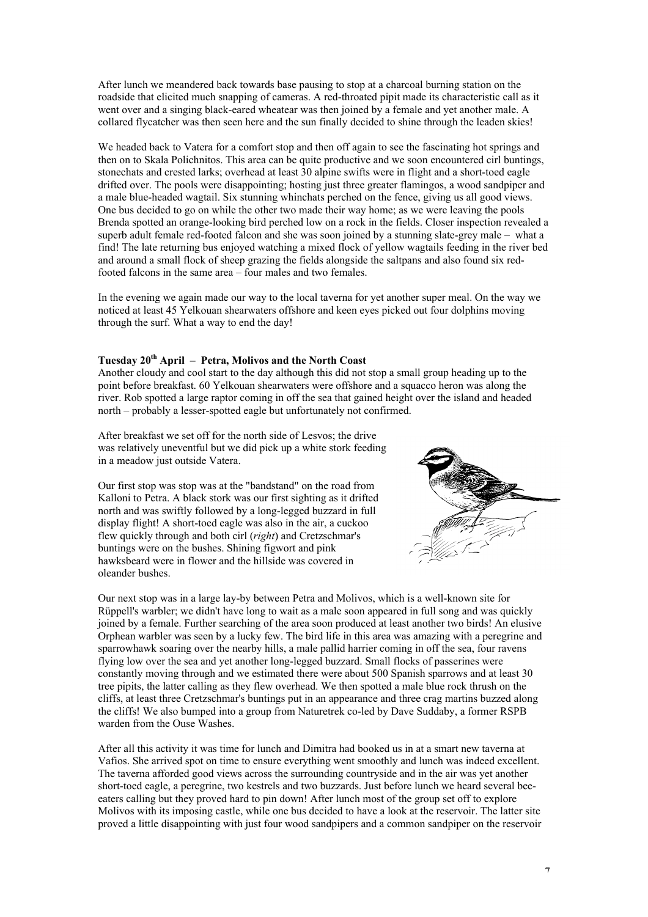After lunch we meandered back towards base pausing to stop at a charcoal burning station on the roadside that elicited much snapping of cameras. A red-throated pipit made its characteristic call as it went over and a singing black-eared wheatear was then joined by a female and yet another male. A collared flycatcher was then seen here and the sun finally decided to shine through the leaden skies!

We headed back to Vatera for a comfort stop and then off again to see the fascinating hot springs and then on to Skala Polichnitos. This area can be quite productive and we soon encountered cirl buntings, stonechats and crested larks; overhead at least 30 alpine swifts were in flight and a short-toed eagle drifted over. The pools were disappointing; hosting just three greater flamingos, a wood sandpiper and a male blue-headed wagtail. Six stunning whinchats perched on the fence, giving us all good views. One bus decided to go on while the other two made their way home; as we were leaving the pools Brenda spotted an orange-looking bird perched low on a rock in the fields. Closer inspection revealed a superb adult female red-footed falcon and she was soon joined by a stunning slate-grey male – what a find! The late returning bus enjoyed watching a mixed flock of yellow wagtails feeding in the river bed and around a small flock of sheep grazing the fields alongside the saltpans and also found six red-footed falcons in the same area – four males and two females.

In the evening we again made our way to the local taverna for yet another super meal. On the way we noticed at least 45 Yelkouan shearwaters offshore and keen eyes picked out four dolphins moving through the surf. What a way to end the day!

**Tuesday 20th April – Petra, Molivos and the North Coast**

Another cloudy and cool start to the day although this did not stop a small group heading up to the point before breakfast. 60 Yelkouan shearwaters were offshore and a squacco heron was along the river. Rob spotted a large raptor coming in off the sea that gained height over the island and headed north – probably a lesser-spotted eagle but unfortunately not confirmed.

After breakfast we set off for the north side of Lesvos; the drive was relatively uneventful but we did pick up a white stork feeding in a meadow just outside Vatera.

Our first stop was stop was at the "bandstand" on the road from Kalloni to Petra. A black stork was our first sighting as it drifted north and was swiftly followed by a long-legged buzzard in full display flight! A short-toed eagle was also in the air, a cuckoo flew quickly through and both cirl (*right*) and Cretzschmar's buntings were on the bushes. Shining figwort and pink hawksbeard were in flower and the hillside was covered in oleander bushes.

Our next stop was in a large lay-by between Petra and Molivos, which is a well-known site for Rüppell's warbler; we didn't have long to wait as a male soon appeared in full song and was quickly joined by a female. Further searching of the area soon produced at least another two birds! An elusive Orphean warbler was seen by a lucky few. The bird life in this area was amazing with a peregrine and sparrowhawk soaring over the nearby hills, a male pallid harrier coming in off the sea, four ravens flying low over the sea and yet another long-legged buzzard. Small flocks of passerines were constantly moving through and we estimated there were about 500 Spanish sparrows and at least 30 tree pipits, the latter calling as they flew overhead. We then spotted a male blue rock thrush on the cliffs, at least three Cretzschmar's buntings put in an appearance and three crag martins buzzed along the cliffs! We also bumped into a group from Naturetrek co-led by Dave Suddaby, a former RSPB warden from the Ouse Washes.

After all this activity it was time for lunch and Dimitra had booked us in at a smart new taverna at Vafios. She arrived spot on time to ensure everything went smoothly and lunch was indeed excellent. The taverna afforded good views across the surrounding countryside and in the air was yet another short-toed eagle, a peregrine, two kestrels and two buzzards. Just before lunch we heard several bee-eaters calling but they proved hard to pin down! After lunch most of the group set off to explore Molivos with its imposing castle, while one bus decided to have a look at the reservoir. The latter site proved a little disappointing with just four wood sandpipers and a common sandpiper on the reservoir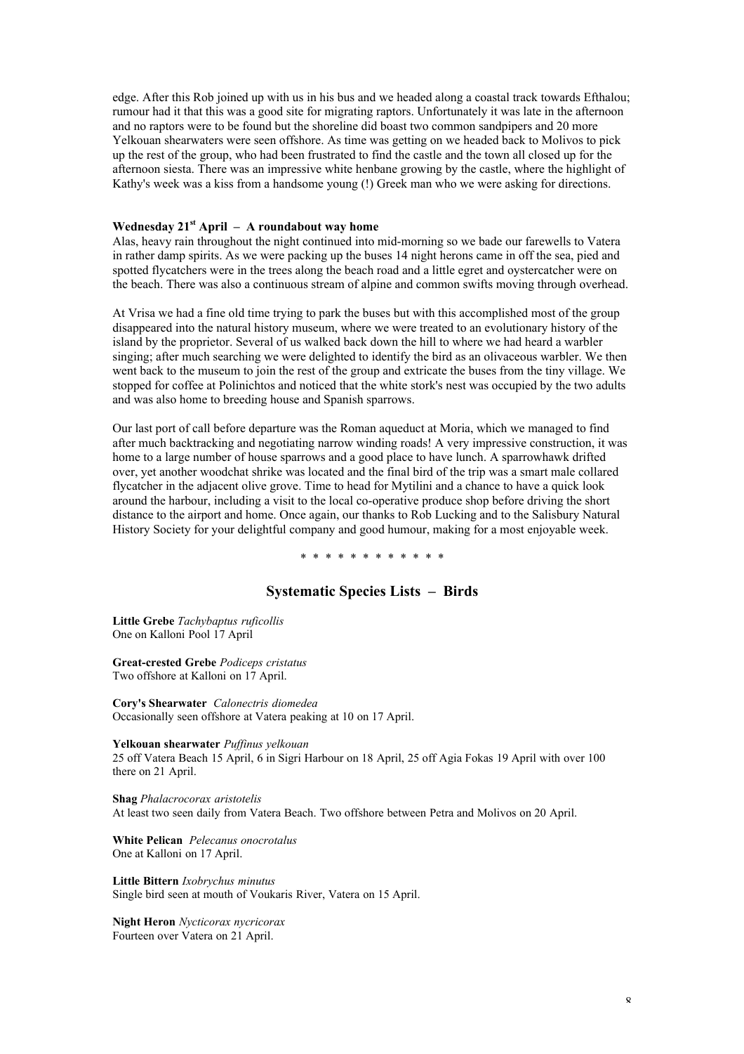edge. After this Rob joined up with us in his bus and we headed along a coastal track towards Efthalou; rumour had it that this was a good site for migrating raptors. Unfortunately it was late in the afternoon and no raptors were to be found but the shoreline did boast two common sandpipers and 20 more Yelkouan shearwaters were seen offshore. As time was getting on we headed back to Molivos to pick up the rest of the group, who had been frustrated to find the castle and the town all closed up for the afternoon siesta. There was an impressive white henbane growing by the castle, where the highlight of Kathy's week was a kiss from a handsome young (!) Greek man who we were asking for directions.

**Wednesday 21st April – A roundabout way home**

Alas, heavy rain throughout the night continued into mid-morning so we bade our farewells to Vatera in rather damp spirits. As we were packing up the buses 14 night herons came in off the sea, pied and spotted flycatchers were in the trees along the beach road and a little egret and oystercatcher were on the beach. There was also a continuous stream of alpine and common swifts moving through overhead.

At Vrisa we had a fine old time trying to park the buses but with this accomplished most of the group disappeared into the natural history museum, where we were treated to an evolutionary history of the island by the proprietor. Several of us walked back down the hill to where we had heard a warbler singing; after much searching we were delighted to identify the bird as an olivaceous warbler. We then went back to the museum to join the rest of the group and extricate the buses from the tiny village. We stopped for coffee at Polinichtos and noticed that the white stork's nest was occupied by the two adults and was also home to breeding house and Spanish sparrows.

Our last port of call before departure was the Roman aqueduct at Moria, which we managed to find after much backtracking and negotiating narrow winding roads! A very impressive construction, it was home to a large number of house sparrows and a good place to have lunch. A sparrowhawk drifted over, yet another woodchat shrike was located and the final bird of the trip was a smart male collared flycatcher in the adjacent olive grove. Time to head for Mytilini and a chance to have a quick look around the harbour, including a visit to the local co-operative produce shop before driving the short distance to the airport and home. Once again, our thanks to Rob Lucking and to the Salisbury Natural History Society for your delightful company and good humour, making for a most enjoyable week.

* * * * * * * * * * * *

## Systematic Species Lists – Birds

**Little Grebe** *Tachybaptus ruficollis*
One on Kalloni Pool 17 April

**Great-crested Grebe** *Podiceps cristatus*
Two offshore at Kalloni on 17 April.

**Cory's Shearwater** *Calonectris diomedea*
Occasionally seen offshore at Vatera peaking at 10 on 17 April.

**Yelkouan shearwater** *Puffinus yelkouan*
25 off Vatera Beach 15 April, 6 in Sigri Harbour on 18 April, 25 off Agia Fokas 19 April with over 100 there on 21 April.

**Shag** *Phalacrocorax aristotelis*
At least two seen daily from Vatera Beach. Two offshore between Petra and Molivos on 20 April.

**White Pelican** *Pelecanus onocrotalus*
One at Kalloni on 17 April.

**Little Bittern** *Ixobrychus minutus*
Single bird seen at mouth of Voukaris River, Vatera on 15 April.

**Night Heron** *Nycticorax nycricorax*
Fourteen over Vatera on 21 April.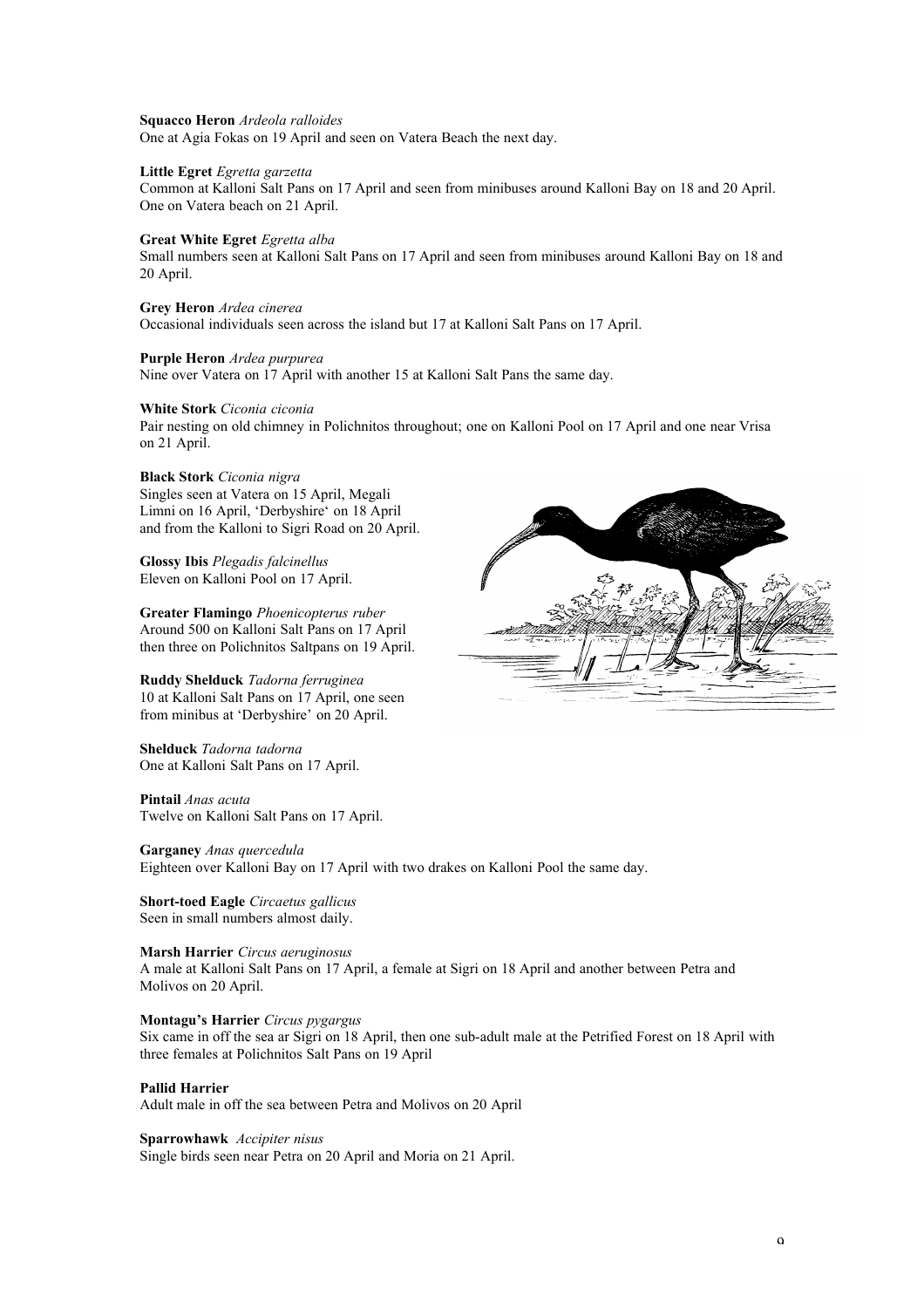**Squacco Heron** *Ardeola ralloides*
One at Agia Fokas on 19 April and seen on Vatera Beach the next day.

**Little Egret** *Egretta garzetta*
Common at Kalloni Salt Pans on 17 April and seen from minibuses around Kalloni Bay on 18 and 20 April. One on Vatera beach on 21 April.

**Great White Egret** *Egretta alba*
Small numbers seen at Kalloni Salt Pans on 17 April and seen from minibuses around Kalloni Bay on 18 and 20 April.

**Grey Heron** *Ardea cinerea*
Occasional individuals seen across the island but 17 at Kalloni Salt Pans on 17 April.

**Purple Heron** *Ardea purpurea*
Nine over Vatera on 17 April with another 15 at Kalloni Salt Pans the same day.

**White Stork** *Ciconia ciconia*
Pair nesting on old chimney in Polichnitos throughout; one on Kalloni Pool on 17 April and one near Vrisa on 21 April.

**Black Stork** *Ciconia nigra*
Singles seen at Vatera on 15 April, Megali Limni on 16 April, 'Derbyshire' on 18 April and from the Kalloni to Sigri Road on 20 April.

**Glossy Ibis** *Plegadis falcinellus*
Eleven on Kalloni Pool on 17 April.

**Greater Flamingo** *Phoenicopterus ruber*
Around 500 on Kalloni Salt Pans on 17 April then three on Polichnitos Saltpans on 19 April.

**Ruddy Shelduck** *Tadorna ferruginea*
10 at Kalloni Salt Pans on 17 April, one seen from minibus at 'Derbyshire' on 20 April.

**Shelduck** *Tadorna tadorna*
One at Kalloni Salt Pans on 17 April.

**Pintail** *Anas acuta*
Twelve on Kalloni Salt Pans on 17 April.

**Garganey** *Anas quercedula*
Eighteen over Kalloni Bay on 17 April with two drakes on Kalloni Pool the same day.

**Short-toed Eagle** *Circaetus gallicus*
Seen in small numbers almost daily.

**Marsh Harrier** *Circus aeruginosus*
A male at Kalloni Salt Pans on 17 April, a female at Sigri on 18 April and another between Petra and Molivos on 20 April.

**Montagu's Harrier** *Circus pygargus*
Six came in off the sea ar Sigri on 18 April, then one sub-adult male at the Petrified Forest on 18 April with three females at Polichnitos Salt Pans on 19 April

**Pallid Harrier**
Adult male in off the sea between Petra and Molivos on 20 April

**Sparrowhawk** *Accipiter nisus*
Single birds seen near Petra on 20 April and Moria on 21 April.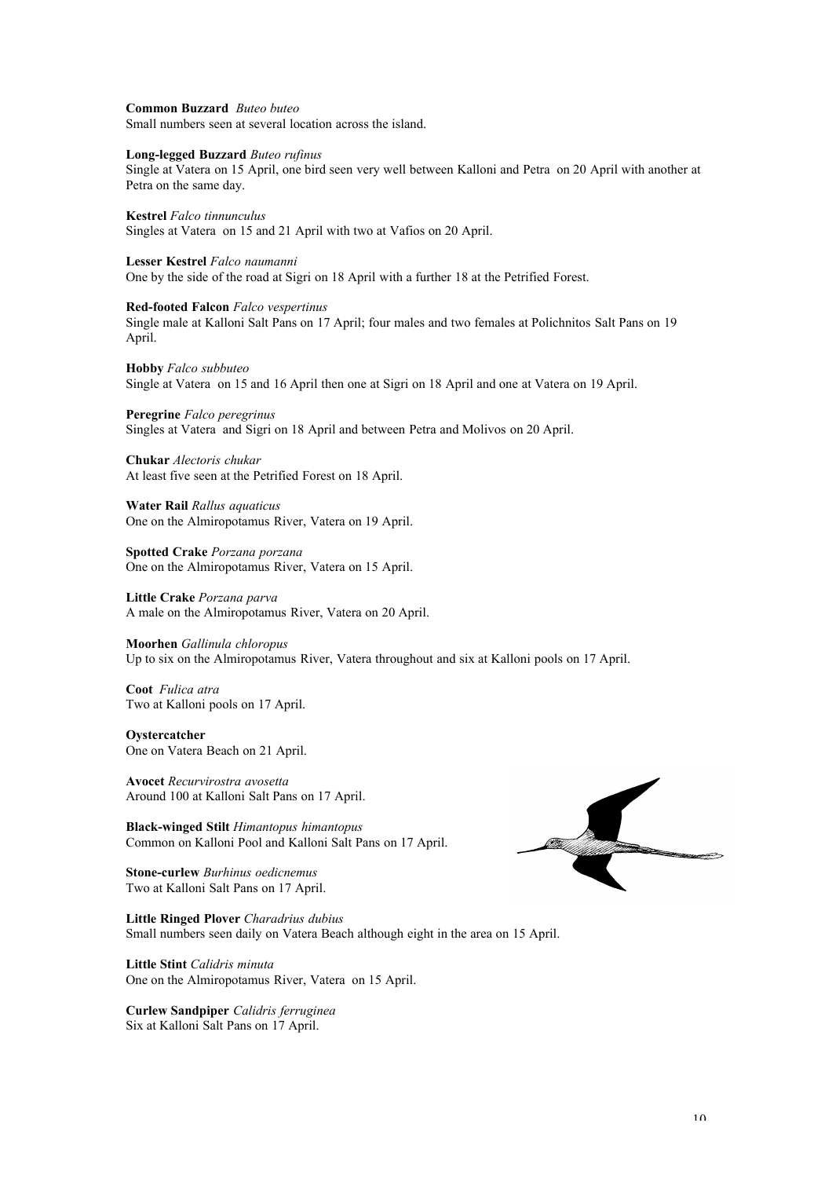**Common Buzzard** *Buteo buteo*
Small numbers seen at several location across the island.

**Long-legged Buzzard** *Buteo rufinus*
Single at Vatera on 15 April, one bird seen very well between Kalloni and Petra on 20 April with another at Petra on the same day.

**Kestrel** *Falco tinnunculus*
Singles at Vatera on 15 and 21 April with two at Vafios on 20 April.

**Lesser Kestrel** *Falco naumanni*
One by the side of the road at Sigri on 18 April with a further 18 at the Petrified Forest.

**Red-footed Falcon** *Falco vespertinus*
Single male at Kalloni Salt Pans on 17 April; four males and two females at Polichnitos Salt Pans on 19 April.

**Hobby** *Falco subbuteo*
Single at Vatera on 15 and 16 April then one at Sigri on 18 April and one at Vatera on 19 April.

**Peregrine** *Falco peregrinus*
Singles at Vatera and Sigri on 18 April and between Petra and Molivos on 20 April.

**Chukar** *Alectoris chukar*
At least five seen at the Petrified Forest on 18 April.

**Water Rail** *Rallus aquaticus*
One on the Almiropotamus River, Vatera on 19 April.

**Spotted Crake** *Porzana porzana*
One on the Almiropotamus River, Vatera on 15 April.

**Little Crake** *Porzana parva*
A male on the Almiropotamus River, Vatera on 20 April.

**Moorhen** *Gallinula chloropus*
Up to six on the Almiropotamus River, Vatera throughout and six at Kalloni pools on 17 April.

**Coot** *Fulica atra*
Two at Kalloni pools on 17 April.

**Oystercatcher**
One on Vatera Beach on 21 April.

**Avocet** *Recurvirostra avosetta*
Around 100 at Kalloni Salt Pans on 17 April.

**Black-winged Stilt** *Himantopus himantopus*
Common on Kalloni Pool and Kalloni Salt Pans on 17 April.

**Stone-curlew** *Burhinus oedicnemus*
Two at Kalloni Salt Pans on 17 April.

**Little Ringed Plover** *Charadrius dubius*
Small numbers seen daily on Vatera Beach although eight in the area on 15 April.

**Little Stint** *Calidris minuta*
One on the Almiropotamus River, Vatera on 15 April.

**Curlew Sandpiper** *Calidris ferruginea*
Six at Kalloni Salt Pans on 17 April.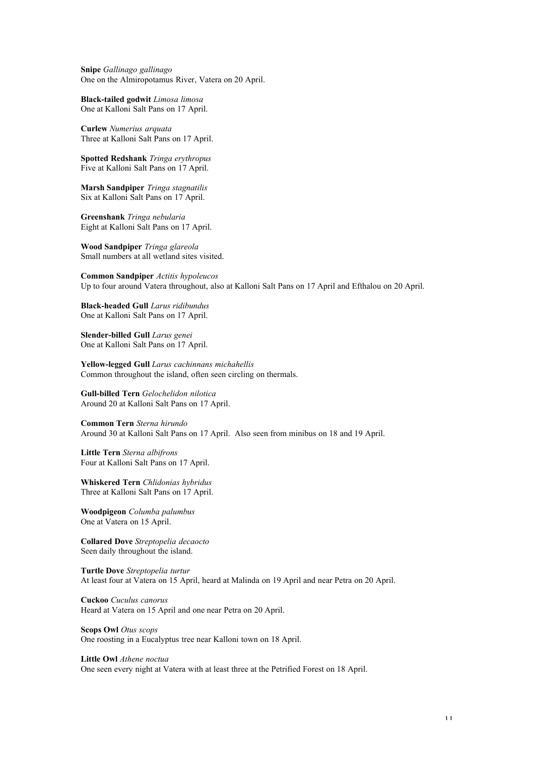**Snipe** *Gallinago gallinago*
One on the Almiropotamus River, Vatera on 20 April.

**Black-tailed godwit** *Limosa limosa*
One at Kalloni Salt Pans on 17 April.

**Curlew** *Numerius arquata*
Three at Kalloni Salt Pans on 17 April.

**Spotted Redshank** *Tringa erythropus*
Five at Kalloni Salt Pans on 17 April.

**Marsh Sandpiper** *Tringa stagnatilis*
Six at Kalloni Salt Pans on 17 April.

**Greenshank** *Tringa nebularia*
Eight at Kalloni Salt Pans on 17 April.

**Wood Sandpiper** *Tringa glareola*
Small numbers at all wetland sites visited.

**Common Sandpiper** *Actitis hypoleucos*
Up to four around Vatera throughout, also at Kalloni Salt Pans on 17 April and Efthalou on 20 April.

**Black-headed Gull** *Larus ridibundus*
One at Kalloni Salt Pans on 17 April.

**Slender-billed Gull** *Larus genei*
One at Kalloni Salt Pans on 17 April.

**Yellow-legged Gull** *Larus cachinnans michahellis*
Common throughout the island, often seen circling on thermals.

**Gull-billed Tern** *Gelochelidon nilotica*
Around 20 at Kalloni Salt Pans on 17 April.

**Common Tern** *Sterna hirundo*
Around 30 at Kalloni Salt Pans on 17 April. Also seen from minibus on 18 and 19 April.

**Little Tern** *Sterna albifrons*
Four at Kalloni Salt Pans on 17 April.

**Whiskered Tern** *Chlidonias hybridus*
Three at Kalloni Salt Pans on 17 April.

**Woodpigeon** *Columba palumbus*
One at Vatera on 15 April.

**Collared Dove** *Streptopelia decaocto*
Seen daily throughout the island.

**Turtle Dove** *Streptopelia turtur*
At least four at Vatera on 15 April, heard at Malinda on 19 April and near Petra on 20 April.

**Cuckoo** *Cuculus canorus*
Heard at Vatera on 15 April and one near Petra on 20 April.

**Scops Owl** *Otus scops*
One roosting in a Eucalyptus tree near Kalloni town on 18 April.

**Little Owl** *Athene noctua*
One seen every night at Vatera with at least three at the Petrified Forest on 18 April.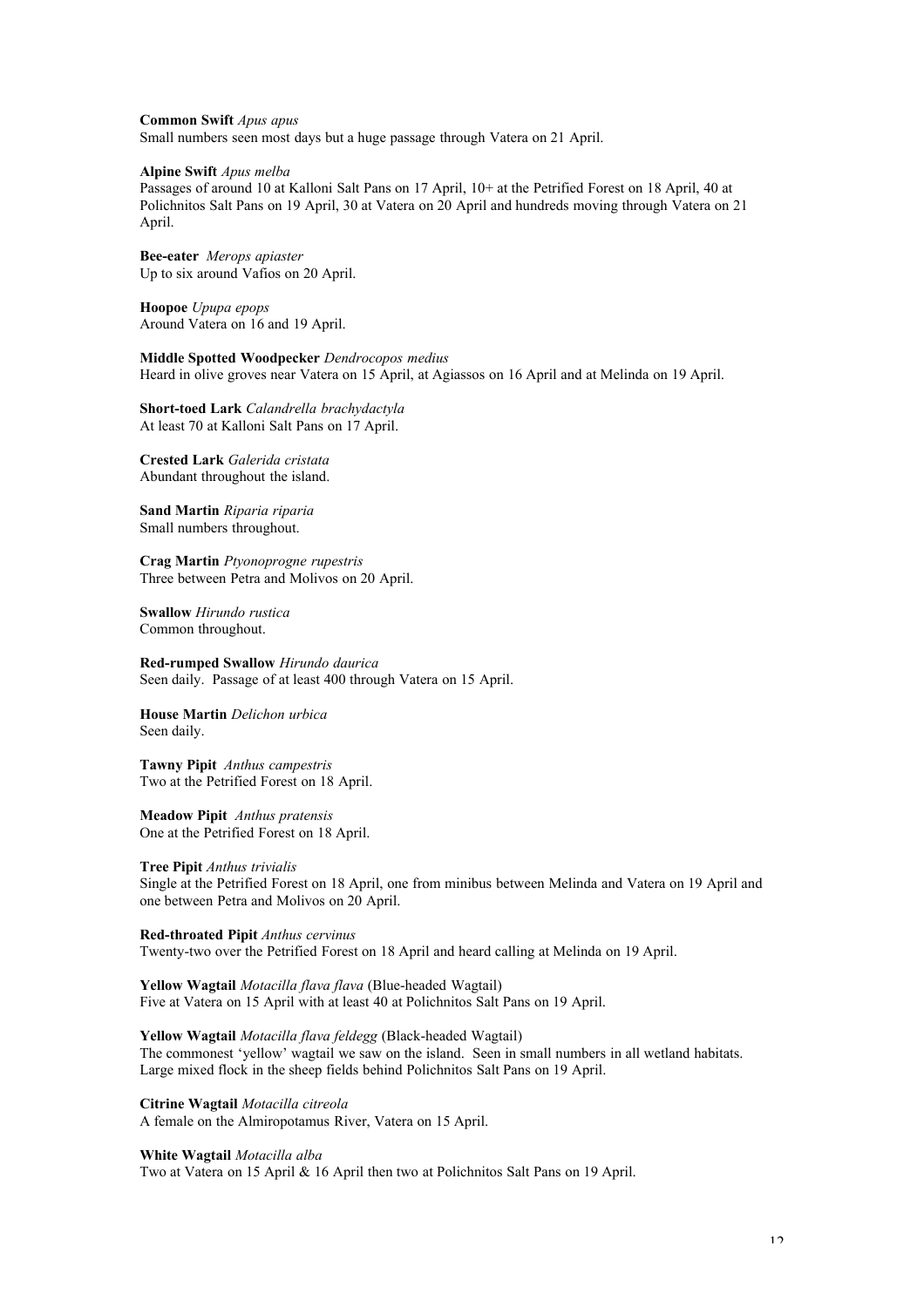**Common Swift** *Apus apus*
Small numbers seen most days but a huge passage through Vatera on 21 April.

**Alpine Swift** *Apus melba*
Passages of around 10 at Kalloni Salt Pans on 17 April, 10+ at the Petrified Forest on 18 April, 40 at Polichnitos Salt Pans on 19 April, 30 at Vatera on 20 April and hundreds moving through Vatera on 21 April.

**Bee-eater** *Merops apiaster*
Up to six around Vafios on 20 April.

**Hoopoe** *Upupa epops*
Around Vatera on 16 and 19 April.

**Middle Spotted Woodpecker** *Dendrocopos medius*
Heard in olive groves near Vatera on 15 April, at Agiassos on 16 April and at Melinda on 19 April.

**Short-toed Lark** *Calandrella brachydactyla*
At least 70 at Kalloni Salt Pans on 17 April.

**Crested Lark** *Galerida cristata*
Abundant throughout the island.

**Sand Martin** *Riparia riparia*
Small numbers throughout.

**Crag Martin** *Ptyonoprogne rupestris*
Three between Petra and Molivos on 20 April.

**Swallow** *Hirundo rustica*
Common throughout.

**Red-rumped Swallow** *Hirundo daurica*
Seen daily. Passage of at least 400 through Vatera on 15 April.

**House Martin** *Delichon urbica*
Seen daily.

**Tawny Pipit** *Anthus campestris*
Two at the Petrified Forest on 18 April.

**Meadow Pipit** *Anthus pratensis*
One at the Petrified Forest on 18 April.

**Tree Pipit** *Anthus trivialis*
Single at the Petrified Forest on 18 April, one from minibus between Melinda and Vatera on 19 April and one between Petra and Molivos on 20 April.

**Red-throated Pipit** *Anthus cervinus*
Twenty-two over the Petrified Forest on 18 April and heard calling at Melinda on 19 April.

**Yellow Wagtail** *Motacilla flava flava* (Blue-headed Wagtail)
Five at Vatera on 15 April with at least 40 at Polichnitos Salt Pans on 19 April.

**Yellow Wagtail** *Motacilla flava feldegg* (Black-headed Wagtail)
The commonest 'yellow' wagtail we saw on the island. Seen in small numbers in all wetland habitats. Large mixed flock in the sheep fields behind Polichnitos Salt Pans on 19 April.

**Citrine Wagtail** *Motacilla citreola*
A female on the Almiropotamus River, Vatera on 15 April.

**White Wagtail** *Motacilla alba*
Two at Vatera on 15 April & 16 April then two at Polichnitos Salt Pans on 19 April.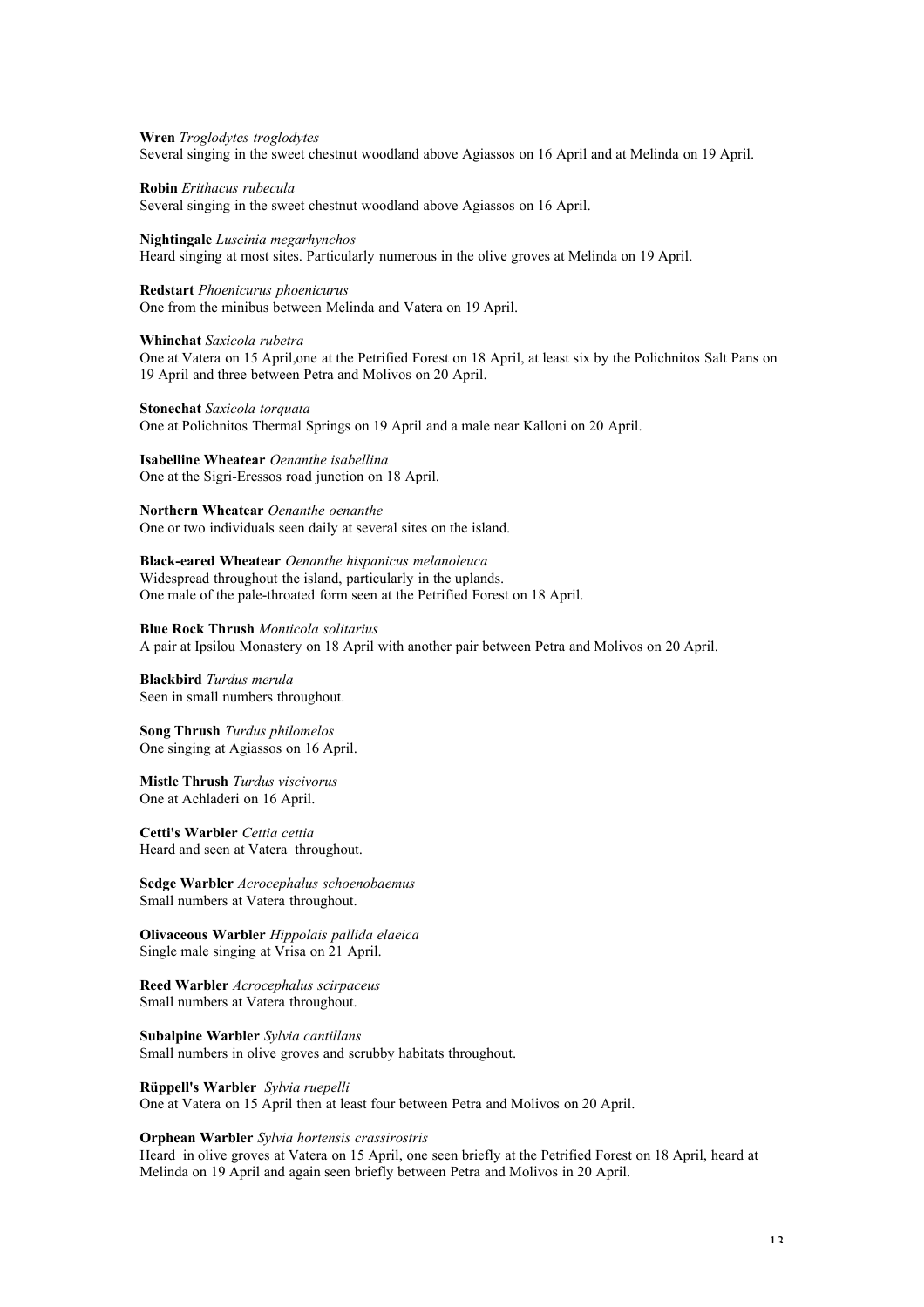**Wren** *Troglodytes troglodytes*
Several singing in the sweet chestnut woodland above Agiassos on 16 April and at Melinda on 19 April.

**Robin** *Erithacus rubecula*
Several singing in the sweet chestnut woodland above Agiassos on 16 April.

**Nightingale** *Luscinia megarhynchos*
Heard singing at most sites. Particularly numerous in the olive groves at Melinda on 19 April.

**Redstart** *Phoenicurus phoenicurus*
One from the minibus between Melinda and Vatera on 19 April.

**Whinchat** *Saxicola rubetra*
One at Vatera on 15 April,one at the Petrified Forest on 18 April, at least six by the Polichnitos Salt Pans on 19 April and three between Petra and Molivos on 20 April.

**Stonechat** *Saxicola torquata*
One at Polichnitos Thermal Springs on 19 April and a male near Kalloni on 20 April.

**Isabelline Wheatear** *Oenanthe isabellina*
One at the Sigri-Eressos road junction on 18 April.

**Northern Wheatear** *Oenanthe oenanthe*
One or two individuals seen daily at several sites on the island.

**Black-eared Wheatear** *Oenanthe hispanicus melanoleuca*
Widespread throughout the island, particularly in the uplands.
One male of the pale-throated form seen at the Petrified Forest on 18 April.

**Blue Rock Thrush** *Monticola solitarius*
A pair at Ipsilou Monastery on 18 April with another pair between Petra and Molivos on 20 April.

**Blackbird** *Turdus merula*
Seen in small numbers throughout.

**Song Thrush** *Turdus philomelos*
One singing at Agiassos on 16 April.

**Mistle Thrush** *Turdus viscivorus*
One at Achladeri on 16 April.

**Cetti's Warbler** *Cettia cettia*
Heard and seen at Vatera throughout.

**Sedge Warbler** *Acrocephalus schoenobaemus*
Small numbers at Vatera throughout.

**Olivaceous Warbler** *Hippolais pallida elaeica*
Single male singing at Vrisa on 21 April.

**Reed Warbler** *Acrocephalus scirpaceus*
Small numbers at Vatera throughout.

**Subalpine Warbler** *Sylvia cantillans*
Small numbers in olive groves and scrubby habitats throughout.

**Rüppell's Warbler** *Sylvia ruepelli*
One at Vatera on 15 April then at least four between Petra and Molivos on 20 April.

**Orphean Warbler** *Sylvia hortensis crassirostris*
Heard in olive groves at Vatera on 15 April, one seen briefly at the Petrified Forest on 18 April, heard at Melinda on 19 April and again seen briefly between Petra and Molivos in 20 April.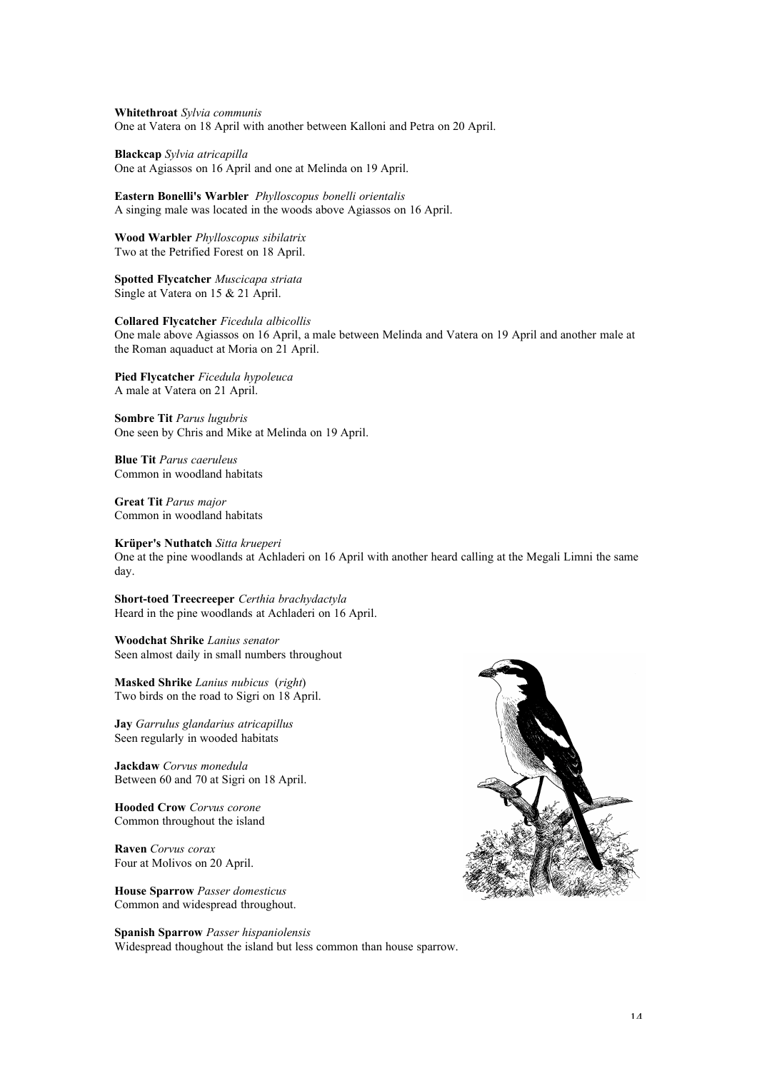**Whitethroat** *Sylvia communis*
One at Vatera on 18 April with another between Kalloni and Petra on 20 April.

**Blackcap** *Sylvia atricapilla*
One at Agiassos on 16 April and one at Melinda on 19 April.

**Eastern Bonelli's Warbler** *Phylloscopus bonelli orientalis*
A singing male was located in the woods above Agiassos on 16 April.

**Wood Warbler** *Phylloscopus sibilatrix*
Two at the Petrified Forest on 18 April.

**Spotted Flycatcher** *Muscicapa striata*
Single at Vatera on 15 & 21 April.

**Collared Flycatcher** *Ficedula albicollis*
One male above Agiassos on 16 April, a male between Melinda and Vatera on 19 April and another male at the Roman aquaduct at Moria on 21 April.

**Pied Flycatcher** *Ficedula hypoleuca*
A male at Vatera on 21 April.

**Sombre Tit** *Parus lugubris*
One seen by Chris and Mike at Melinda on 19 April.

**Blue Tit** *Parus caeruleus*
Common in woodland habitats

**Great Tit** *Parus major*
Common in woodland habitats

**Krüper's Nuthatch** *Sitta krueperi*
One at the pine woodlands at Achladeri on 16 April with another heard calling at the Megali Limni the same day.

**Short-toed Treecreeper** *Certhia brachydactyla*
Heard in the pine woodlands at Achladeri on 16 April.

**Woodchat Shrike** *Lanius senator*
Seen almost daily in small numbers throughout

**Masked Shrike** *Lanius nubicus* (*right*)
Two birds on the road to Sigri on 18 April.

**Jay** *Garrulus glandarius atricapillus*
Seen regularly in wooded habitats

**Jackdaw** *Corvus monedula*
Between 60 and 70 at Sigri on 18 April.

**Hooded Crow** *Corvus corone*
Common throughout the island

**Raven** *Corvus corax*
Four at Molivos on 20 April.

**House Sparrow** *Passer domesticus*
Common and widespread throughout.

**Spanish Sparrow** *Passer hispaniolensis*
Widespread thoughout the island but less common than house sparrow.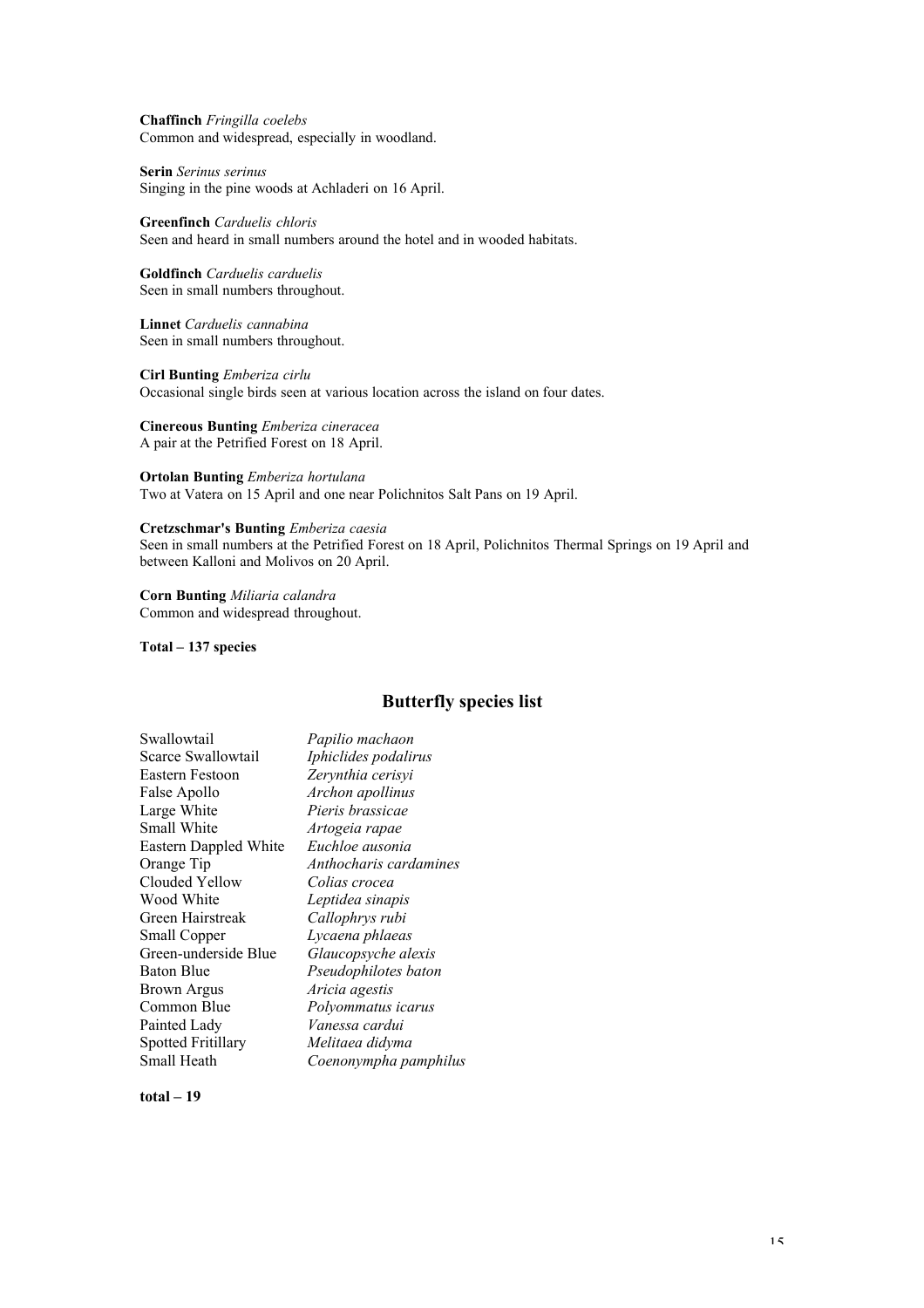**Chaffinch** *Fringilla coelebs*
Common and widespread, especially in woodland.

**Serin** *Serinus serinus*
Singing in the pine woods at Achladeri on 16 April.

**Greenfinch** *Carduelis chloris*
Seen and heard in small numbers around the hotel and in wooded habitats.

**Goldfinch** *Carduelis carduelis*
Seen in small numbers throughout.

**Linnet** *Carduelis cannabina*
Seen in small numbers throughout.

**Cirl Bunting** *Emberiza cirlu*
Occasional single birds seen at various location across the island on four dates.

**Cinereous Bunting** *Emberiza cineracea*
A pair at the Petrified Forest on 18 April.

**Ortolan Bunting** *Emberiza hortulana*
Two at Vatera on 15 April and one near Polichnitos Salt Pans on 19 April.

**Cretzschmar's Bunting** *Emberiza caesia*
Seen in small numbers at the Petrified Forest on 18 April, Polichnitos Thermal Springs on 19 April and between Kalloni and Molivos on 20 April.

**Corn Bunting** *Miliaria calandra*
Common and widespread throughout.

**Total – 137 species**

## Butterfly species list

| | |
|---|---|
| Swallowtail | *Papilio machaon* |
| Scarce Swallowtail | *Iphiclides podalirus* |
| Eastern Festoon | *Zerynthia cerisyi* |
| False Apollo | *Archon apollinus* |
| Large White | *Pieris brassicae* |
| Small White | *Artogeia rapae* |
| Eastern Dappled White | *Euchloe ausonia* |
| Orange Tip | *Anthocharis cardamines* |
| Clouded Yellow | *Colias crocea* |
| Wood White | *Leptidea sinapis* |
| Green Hairstreak | *Callophrys rubi* |
| Small Copper | *Lycaena phlaeas* |
| Green-underside Blue | *Glaucopsyche alexis* |
| Baton Blue | *Pseudophilotes baton* |
| Brown Argus | *Aricia agestis* |
| Common Blue | *Polyommatus icarus* |
| Painted Lady | *Vanessa cardui* |
| Spotted Fritillary | *Melitaea didyma* |
| Small Heath | *Coenonympha pamphilus* |

**total – 19**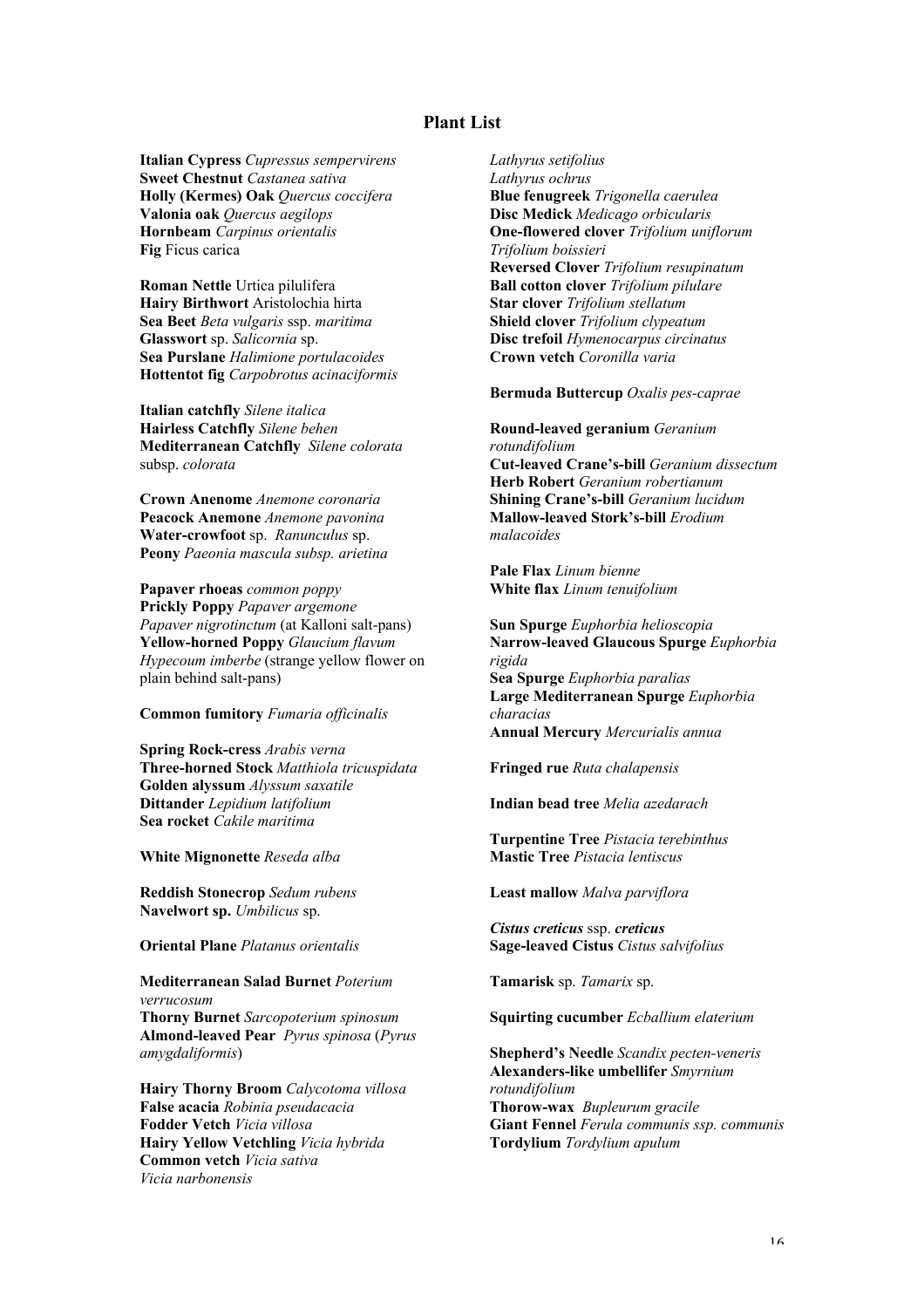## Plant List

**Italian Cypress** *Cupressus sempervirens*
**Sweet Chestnut** *Castanea sativa*
**Holly (Kermes) Oak** *Quercus coccifera*
**Valonia oak** *Quercus aegilops*
**Hornbeam** *Carpinus orientalis*
**Fig** Ficus carica

**Roman Nettle** Urtica pilulifera
**Hairy Birthwort** Aristolochia hirta
**Sea Beet** *Beta vulgaris* ssp. *maritima*
**Glasswort** sp. *Salicornia* sp.
**Sea Purslane** *Halimione portulacoides*
**Hottentot fig** *Carpobrotus acinaciformis*

**Italian catchfly** *Silene italica*
**Hairless Catchfly** *Silene behen*
**Mediterranean Catchfly** *Silene colorata* subsp. *colorata*

**Crown Anenome** *Anemone coronaria*
**Peacock Anemone** *Anemone pavonina*
**Water-crowfoot** sp. *Ranunculus* sp.
**Peony** *Paeonia mascula subsp. arietina*

**Papaver rhoeas** *common poppy*
**Prickly Poppy** *Papaver argemone*
*Papaver nigrotinctum* (at Kalloni salt-pans)
**Yellow-horned Poppy** *Glaucium flavum*
*Hypecoum imberbe* (strange yellow flower on plain behind salt-pans)

**Common fumitory** *Fumaria officinalis*

**Spring Rock-cress** *Arabis verna*
**Three-horned Stock** *Matthiola tricuspidata*
**Golden alyssum** *Alyssum saxatile*
**Dittander** *Lepidium latifolium*
**Sea rocket** *Cakile maritima*

**White Mignonette** *Reseda alba*

**Reddish Stonecrop** *Sedum rubens*
**Navelwort sp.** *Umbilicus* sp.

**Oriental Plane** *Platanus orientalis*

**Mediterranean Salad Burnet** *Poterium verrucosum*
**Thorny Burnet** *Sarcopoterium spinosum*
**Almond-leaved Pear** *Pyrus spinosa* (*Pyrus amygdaliformis*)

**Hairy Thorny Broom** *Calycotoma villosa*
**False acacia** *Robinia pseudacacia*
**Fodder Vetch** *Vicia villosa*
**Hairy Yellow Vetchling** *Vicia hybrida*
**Common vetch** *Vicia sativa*
*Vicia narbonensis*
*Lathyrus setifolius*
*Lathyrus ochrus*
**Blue fenugreek** *Trigonella caerulea*
**Disc Medick** *Medicago orbicularis*
**One-flowered clover** *Trifolium uniflorum*
*Trifolium boissieri*
**Reversed Clover** *Trifolium resupinatum*
**Ball cotton clover** *Trifolium pilulare*
**Star clover** *Trifolium stellatum*
**Shield clover** *Trifolium clypeatum*
**Disc trefoil** *Hymenocarpus circinatus*
**Crown vetch** *Coronilla varia*

**Bermuda Buttercup** *Oxalis pes-caprae*

**Round-leaved geranium** *Geranium rotundifolium*
**Cut-leaved Crane's-bill** *Geranium dissectum*
**Herb Robert** *Geranium robertianum*
**Shining Crane's-bill** *Geranium lucidum*
**Mallow-leaved Stork's-bill** *Erodium malacoides*

**Pale Flax** *Linum bienne*
**White flax** *Linum tenuifolium*

**Sun Spurge** *Euphorbia helioscopia*
**Narrow-leaved Glaucous Spurge** *Euphorbia rigida*
**Sea Spurge** *Euphorbia paralias*
**Large Mediterranean Spurge** *Euphorbia characias*
**Annual Mercury** *Mercurialis annua*

**Fringed rue** *Ruta chalapensis*

**Indian bead tree** *Melia azedarach*

**Turpentine Tree** *Pistacia terebinthus*
**Mastic Tree** *Pistacia lentiscus*

**Least mallow** *Malva parviflora*

***Cistus creticus*** ssp. ***creticus***
**Sage-leaved Cistus** *Cistus salvifolius*

**Tamarisk** sp. *Tamarix* sp.

**Squirting cucumber** *Ecballium elaterium*

**Shepherd's Needle** *Scandix pecten-veneris*
**Alexanders-like umbellifer** *Smyrnium rotundifolium*
**Thorow-wax** *Bupleurum gracile*
**Giant Fennel** *Ferula communis ssp. communis*
**Tordylium** *Tordylium apulum*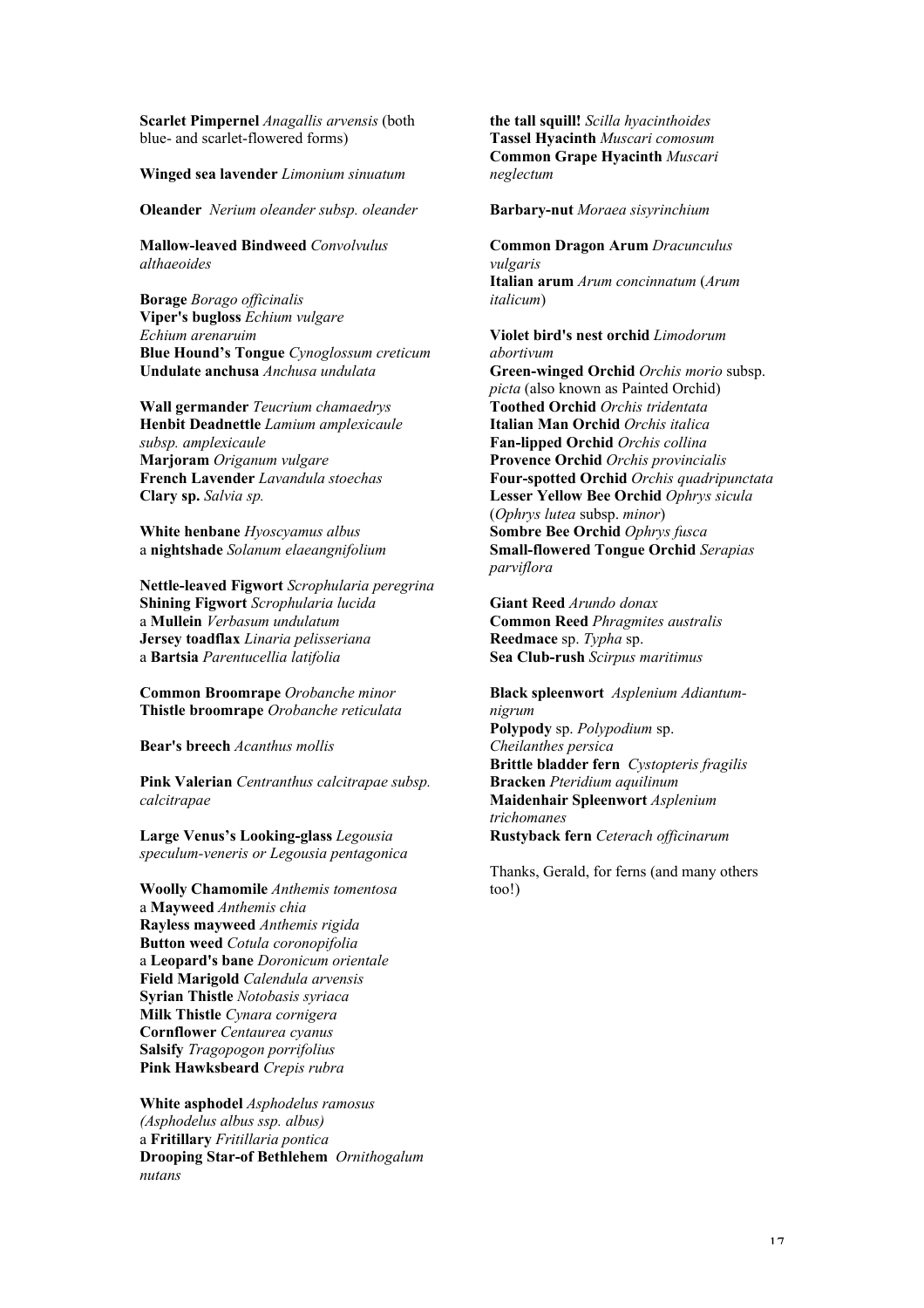**Scarlet Pimpernel** *Anagallis arvensis* (both blue- and scarlet-flowered forms)

**Winged sea lavender** *Limonium sinuatum*

**Oleander** *Nerium oleander subsp. oleander*

**Mallow-leaved Bindweed** *Convolvulus althaeoides*

**Borage** *Borago officinalis*
**Viper's bugloss** *Echium vulgare*
*Echium arenaruim*
**Blue Hound's Tongue** *Cynoglossum creticum*
**Undulate anchusa** *Anchusa undulata*

**Wall germander** *Teucrium chamaedrys*
**Henbit Deadnettle** *Lamium amplexicaule subsp. amplexicaule*
**Marjoram** *Origanum vulgare*
**French Lavender** *Lavandula stoechas*
**Clary sp.** *Salvia sp.*

**White henbane** *Hyoscyamus albus*
a **nightshade** *Solanum elaeangnifolium*

**Nettle-leaved Figwort** *Scrophularia peregrina*
**Shining Figwort** *Scrophularia lucida*
a **Mullein** *Verbasum undulatum*
**Jersey toadflax** *Linaria pelisseriana*
a **Bartsia** *Parentucellia latifolia*

**Common Broomrape** *Orobanche minor*
**Thistle broomrape** *Orobanche reticulata*

**Bear's breech** *Acanthus mollis*

**Pink Valerian** *Centranthus calcitrapae subsp. calcitrapae*

**Large Venus's Looking-glass** *Legousia speculum-veneris or Legousia pentagonica*

**Woolly Chamomile** *Anthemis tomentosa*
a **Mayweed** *Anthemis chia*
**Rayless mayweed** *Anthemis rigida*
**Button weed** *Cotula coronopifolia*
a **Leopard's bane** *Doronicum orientale*
**Field Marigold** *Calendula arvensis*
**Syrian Thistle** *Notobasis syriaca*
**Milk Thistle** *Cynara cornigera*
**Cornflower** *Centaurea cyanus*
**Salsify** *Tragopogon porrifolius*
**Pink Hawksbeard** *Crepis rubra*

**White asphodel** *Asphodelus ramosus (Asphodelus albus ssp. albus)*
a **Fritillary** *Fritillaria pontica*
**Drooping Star-of Bethlehem** *Ornithogalum nutans*
**the tall squill!** *Scilla hyacinthoides*
**Tassel Hyacinth** *Muscari comosum*
**Common Grape Hyacinth** *Muscari neglectum*

**Barbary-nut** *Moraea sisyrinchium*

**Common Dragon Arum** *Dracunculus vulgaris*
**Italian arum** *Arum concinnatum* (*Arum italicum*)

**Violet bird's nest orchid** *Limodorum abortivum*
**Green-winged Orchid** *Orchis morio* subsp. *picta* (also known as Painted Orchid)
**Toothed Orchid** *Orchis tridentata*
**Italian Man Orchid** *Orchis italica*
**Fan-lipped Orchid** *Orchis collina*
**Provence Orchid** *Orchis provincialis*
**Four-spotted Orchid** *Orchis quadripunctata*
**Lesser Yellow Bee Orchid** *Ophrys sicula* (*Ophrys lutea* subsp. *minor*)
**Sombre Bee Orchid** *Ophrys fusca*
**Small-flowered Tongue Orchid** *Serapias parviflora*

**Giant Reed** *Arundo donax*
**Common Reed** *Phragmites australis*
**Reedmace** sp. *Typha* sp.
**Sea Club-rush** *Scirpus maritimus*

**Black spleenwort** *Asplenium Adiantum-nigrum*
**Polypody** sp. *Polypodium* sp.
*Cheilanthes persica*
**Brittle bladder fern** *Cystopteris fragilis*
**Bracken** *Pteridium aquilinum*
**Maidenhair Spleenwort** *Asplenium trichomanes*
**Rustyback fern** *Ceterach officinarum*

Thanks, Gerald, for ferns (and many others too!)